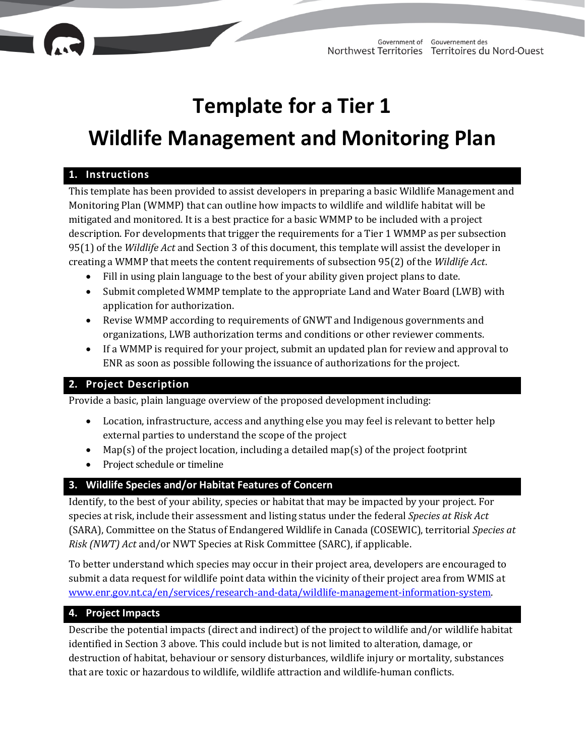Government of Northwest Territories | Gouvernement des Territoires du Nord-Ouest

# Template for a Tier 1 Wildlife Management and Monitoring Plan

## 1. Instructions

This template has been provided to assist developers in preparing a basic Wildlife Management and Monitoring Plan (WMMP) that can outline how impacts to wildlife and wildlife habitat will be mitigated and monitored. It is a best practice for a basic WMMP to be included with a project description. For developments that trigger the requirements for a Tier 1 WMMP as per subsection 95(1) of the *Wildlife Act* and Section 3 of this document, this template will assist the developer in creating a WMMP that meets the content requirements of subsection 95(2) of the *Wildlife Act*.

- Fill in using plain language to the best of your ability given project plans to date.
- Submit completed WMMP template to the appropriate Land and Water Board (LWB) with application for authorization.
- Revise WMMP according to requirements of GNWT and Indigenous governments and organizations, LWB authorization terms and conditions or other reviewer comments.
- If a WMMP is required for your project, submit an updated plan for review and approval to ENR as soon as possible following the issuance of authorizations for the project.

## 2. Project Description

Provide a basic, plain language overview of the proposed development including:

- Location, infrastructure, access and anything else you may feel is relevant to better help external parties to understand the scope of the project
- Map(s) of the project location, including a detailed map(s) of the project footprint
- Project schedule or timeline

## 3. Wildlife Species and/or Habitat Features of Concern

Identify, to the best of your ability, species or habitat that may be impacted by your project. For species at risk, include their assessment and listing status under the federal *Species at Risk Act* (SARA), Committee on the Status of Endangered Wildlife in Canada (COSEWIC), territorial *Species at Risk (NWT) Act* and/or NWT Species at Risk Committee (SARC), if applicable.

To better understand which species may occur in their project area, developers are encouraged to submit a data request for wildlife point data within the vicinity of their project area from WMIS at www.enr.gov.nt.ca/en/services/research-and-data/wildlife-management-information-system.

## 4. Project Impacts

Describe the potential impacts (direct and indirect) of the project to wildlife and/or wildlife habitat identified in Section 3 above. This could include but is not limited to alteration, damage, or destruction of habitat, behaviour or sensory disturbances, wildlife injury or mortality, substances that are toxic or hazardous to wildlife, wildlife attraction and wildlife-human conflicts.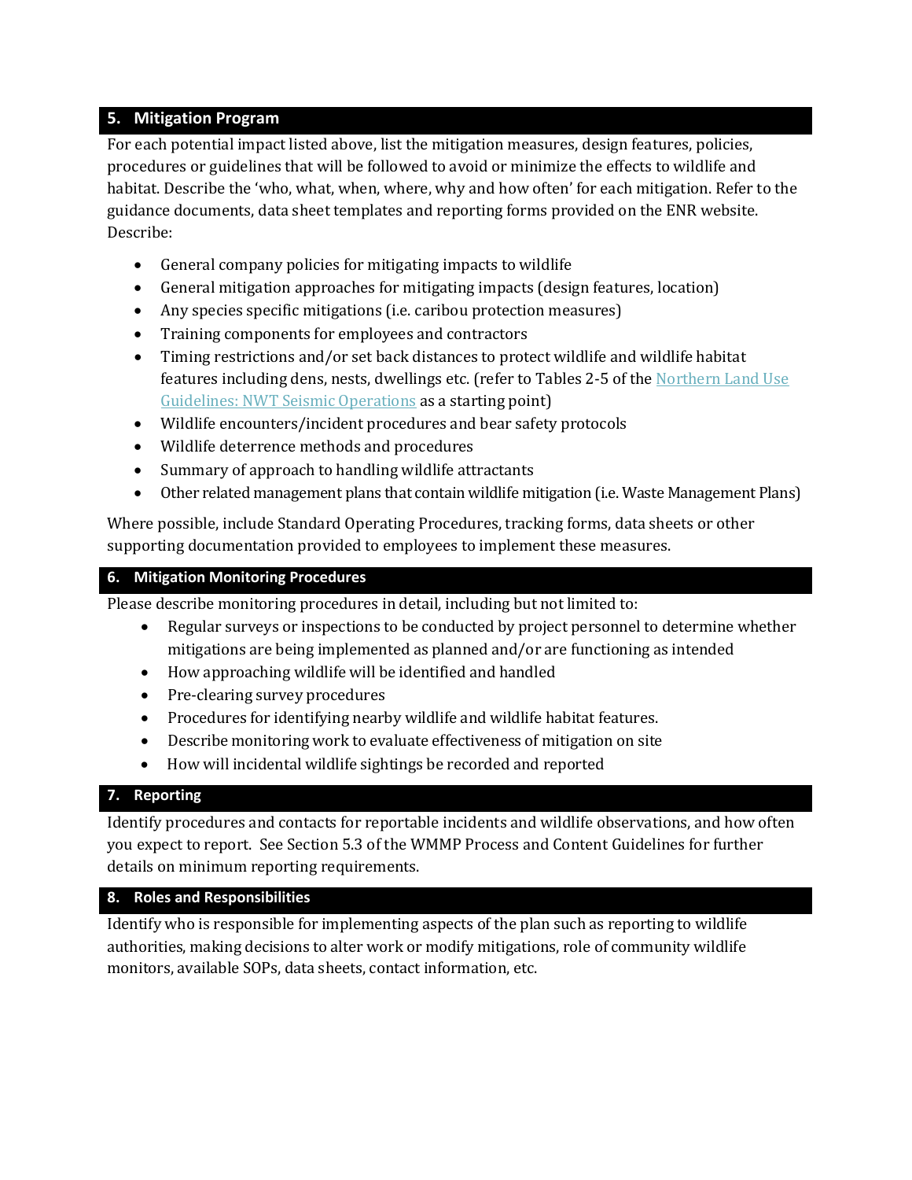## 5. Mitigation Program

For each potential impact listed above, list the mitigation measures, design features, policies, procedures or guidelines that will be followed to avoid or minimize the effects to wildlife and habitat. Describe the 'who, what, when, where, why and how often' for each mitigation. Refer to the guidance documents, data sheet templates and reporting forms provided on the ENR website. Describe:

- General company policies for mitigating impacts to wildlife
- General mitigation approaches for mitigating impacts (design features, location)
- Any species specific mitigations (i.e. caribou protection measures)
- Training components for employees and contractors
- Timing restrictions and/or set back distances to protect wildlife and wildlife habitat features including dens, nests, dwellings etc. (refer to Tables 2-5 of the Northern Land Use Guidelines: NWT Seismic Operations as a starting point)
- Wildlife encounters/incident procedures and bear safety protocols
- Wildlife deterrence methods and procedures
- Summary of approach to handling wildlife attractants
- Other related management plans that contain wildlife mitigation (i.e. Waste Management Plans)

Where possible, include Standard Operating Procedures, tracking forms, data sheets or other supporting documentation provided to employees to implement these measures.

## 6. Mitigation Monitoring Procedures

Please describe monitoring procedures in detail, including but not limited to:

- Regular surveys or inspections to be conducted by project personnel to determine whether mitigations are being implemented as planned and/or are functioning as intended
- How approaching wildlife will be identified and handled
- Pre-clearing survey procedures
- Procedures for identifying nearby wildlife and wildlife habitat features.
- Describe monitoring work to evaluate effectiveness of mitigation on site
- How will incidental wildlife sightings be recorded and reported

## 7. Reporting

Identify procedures and contacts for reportable incidents and wildlife observations, and how often you expect to report. See Section 5.3 of the WMMP Process and Content Guidelines for further details on minimum reporting requirements.

## 8. Roles and Responsibilities

Identify who is responsible for implementing aspects of the plan such as reporting to wildlife authorities, making decisions to alter work or modify mitigations, role of community wildlife monitors, available SOPs, data sheets, contact information, etc.